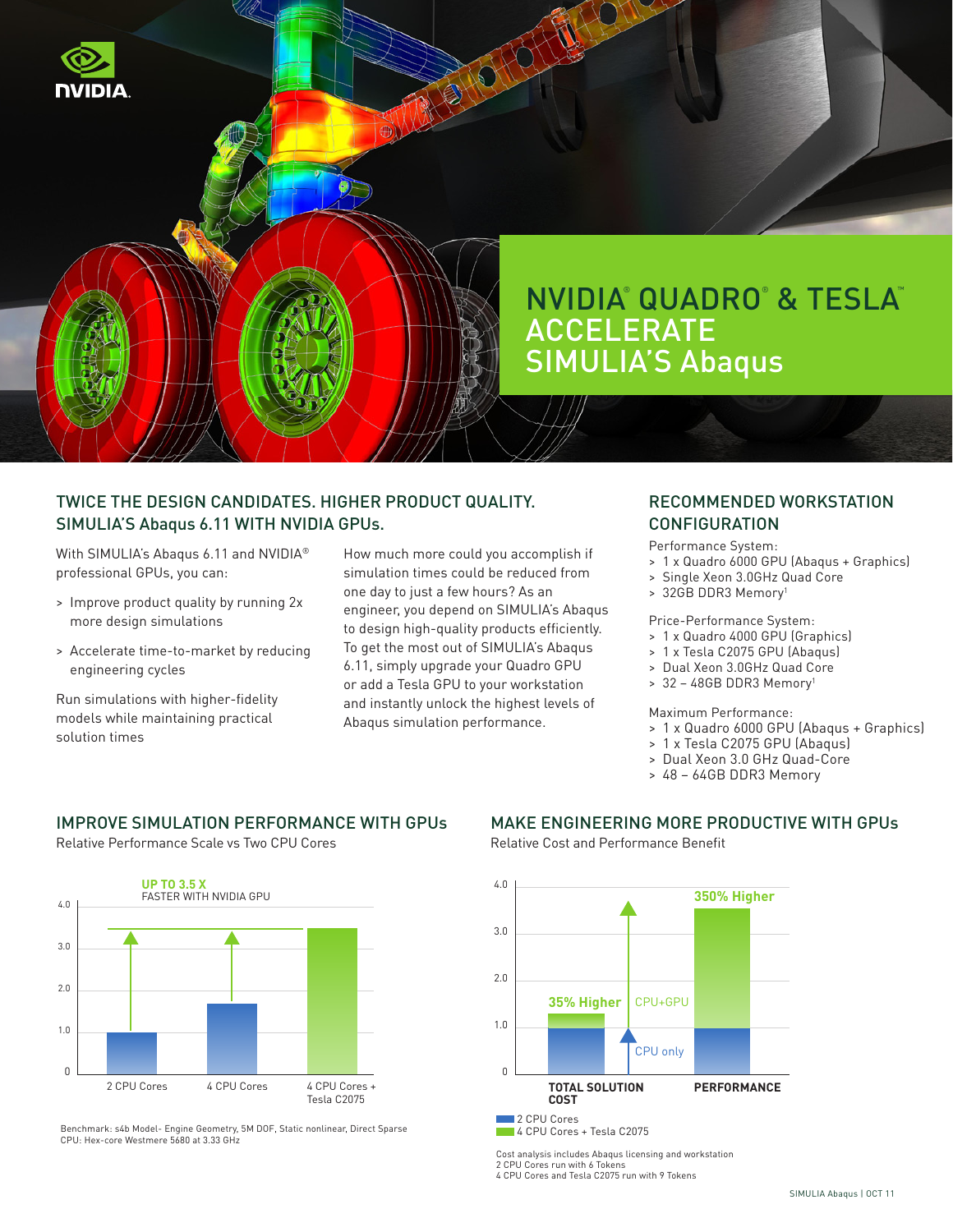# NVIDIA® QUADRO® & TESLA™ ACCELERATE SIMULIA'S Abaqus

## TWICE THE DESIGN CANDIDATES. HIGHER PRODUCT QUALITY. SIMULIA'S Abaqus 6.11 WITH NVIDIA GPUs.

With SIMULIA's Abaqus 6.11 and NVIDIA® professional GPUs, you can:

> Improve product quality by running 2x more design simulations

> Accelerate time-to-market by reducing engineering cycles

Run simulations with higher-fidelity models while maintaining practical solution times

How much more could you accomplish if simulation times could be reduced from one day to just a few hours? As an engineer, you depend on SIMULIA's Abaqus to design high-quality products efficiently. To get the most out of SIMULIA's Abaqus 6.11, simply upgrade your Quadro GPU or add a Tesla GPU to your workstation and instantly unlock the highest levels of Abaqus simulation performance.

## RECOMMENDED WORKSTATION CONFIGURATION

Performance System:

> 1 x Quadro 6000 GPU (Abaqus + Graphics)
> Single Xeon 3.0GHz Quad Core
> 32GB DDR3 Memory[1]

Price-Performance System:

> 1 x Quadro 4000 GPU (Graphics)
> 1 x Tesla C2075 GPU (Abaqus)
> Dual Xeon 3.0GHz Quad Core
> 32 – 48GB DDR3 Memory[1]

Maximum Performance:

> 1 x Quadro 6000 GPU (Abaqus + Graphics)
> 1 x Tesla C2075 GPU (Abaqus)
> Dual Xeon 3.0 GHz Quad-Core
> 48 – 64GB DDR3 Memory

## IMPROVE SIMULATION PERFORMANCE WITH GPUs

Relative Performance Scale vs Two CPU Cores

UP TO 3.5 X FASTER WITH NVIDIA GPU

| Configuration | Relative Performance |
|---|---|
| 2 CPU Cores | 1.0 |
| 4 CPU Cores | ~1.7 |
| 4 CPU Cores + Tesla C2075 | 3.5 |

Benchmark: s4b Model- Engine Geometry, 5M DOF, Static nonlinear, Direct Sparse
CPU: Hex-core Westmere 5680 at 3.33 GHz

## MAKE ENGINEERING MORE PRODUCTIVE WITH GPUs

Relative Cost and Performance Benefit

| | 2 CPU Cores | 4 CPU Cores + Tesla C2075 |
|---|---|---|
| TOTAL SOLUTION COST | 1.0 | 35% Higher |
| PERFORMANCE | 1.0 | 350% Higher |

CPU only / CPU+GPU

Cost analysis includes Abaqus licensing and workstation
2 CPU Cores run with 6 Tokens
4 CPU Cores and Tesla C2075 run with 9 Tokens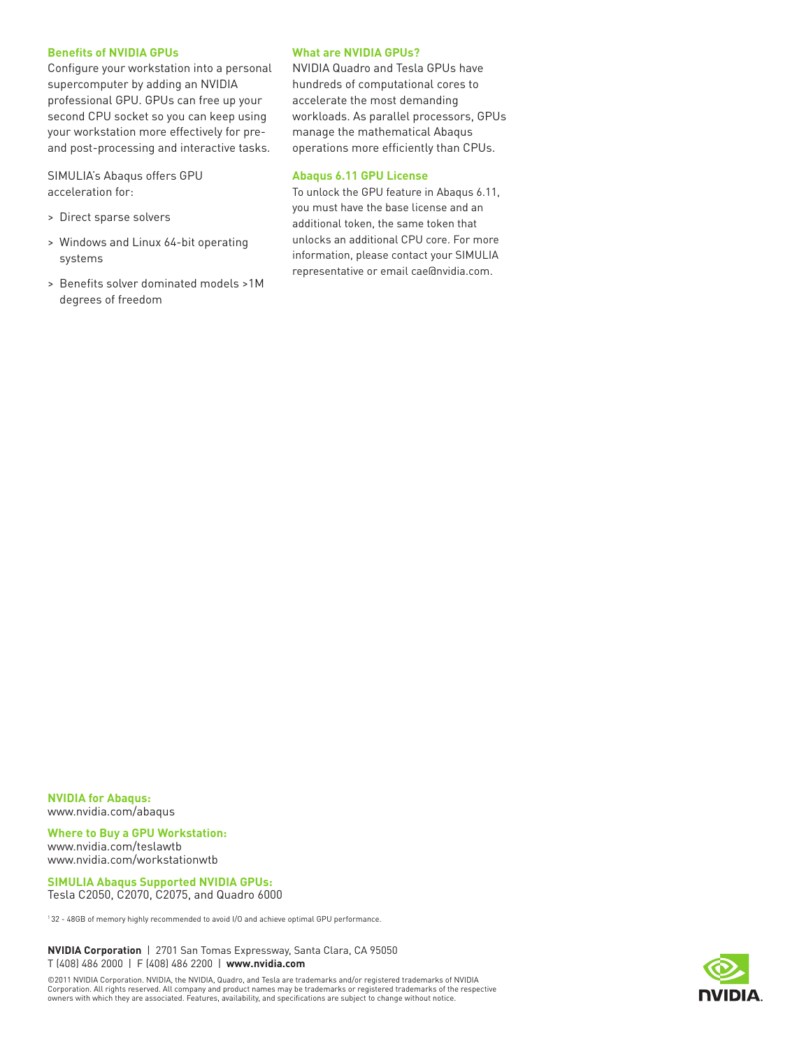### Benefits of NVIDIA GPUs

Configure your workstation into a personal supercomputer by adding an NVIDIA professional GPU. GPUs can free up your second CPU socket so you can keep using your workstation more effectively for pre- and post-processing and interactive tasks.

SIMULIA's Abaqus offers GPU acceleration for:

- Direct sparse solvers
- Windows and Linux 64-bit operating systems
- Benefits solver dominated models >1M degrees of freedom

### What are NVIDIA GPUs?

NVIDIA Quadro and Tesla GPUs have hundreds of computational cores to accelerate the most demanding workloads. As parallel processors, GPUs manage the mathematical Abaqus operations more efficiently than CPUs.

### Abaqus 6.11 GPU License

To unlock the GPU feature in Abaqus 6.11, you must have the base license and an additional token, the same token that unlocks an additional CPU core. For more information, please contact your SIMULIA representative or email cae@nvidia.com.

**NVIDIA for Abaqus:**
www.nvidia.com/abaqus

**Where to Buy a GPU Workstation:**
www.nvidia.com/teslawtb
www.nvidia.com/workstationwtb

**SIMULIA Abaqus Supported NVIDIA GPUs:**
Tesla C2050, C2070, C2075, and Quadro 6000

[1] 32 - 48GB of memory highly recommended to avoid I/O and achieve optimal GPU performance.

**NVIDIA Corporation** | 2701 San Tomas Expressway, Santa Clara, CA 95050
T (408) 486 2000 | F (408) 486 2200 | **www.nvidia.com**

©2011 NVIDIA Corporation. NVIDIA, the NVIDIA, Quadro, and Tesla are trademarks and/or registered trademarks of NVIDIA Corporation. All rights reserved. All company and product names may be trademarks or registered trademarks of the respective owners with which they are associated. Features, availability, and specifications are subject to change without notice.